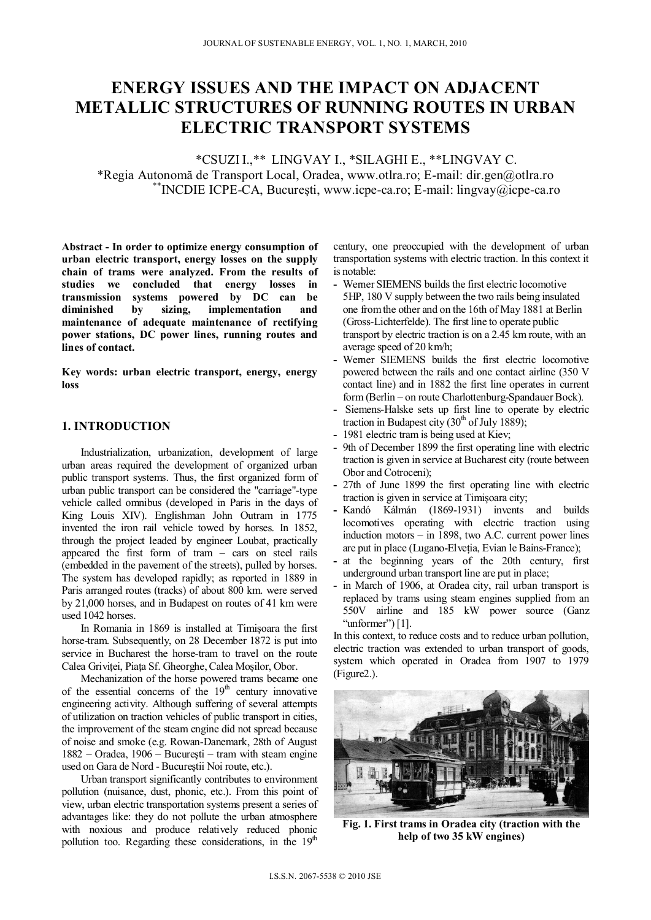# ENERGY ISSUES AND THE IMPACT ON ADJACENT METALLIC STRUCTURES OF RUNNING ROUTES IN URBAN ELECTRIC TRANSPORT SYSTEMS

*CSUZI I.,** LINGVAY I., *SILAGHI E., **LINGVAY C.

*Regia Autonomă de Transport Local, Oradea, www.otlra.ro; E-mail: dir.gen@otlra.ro

**INCDIE ICPE-CA, Bucureşti, www.icpe-ca.ro; E-mail: lingvay@icpe-ca.ro

**Abstract - In order to optimize energy consumption of urban electric transport, energy losses on the supply chain of trams were analyzed. From the results of studies we concluded that energy losses in transmission systems powered by DC can be diminished by sizing, implementation and maintenance of adequate maintenance of rectifying power stations, DC power lines, running routes and lines of contact.**

**Key words: urban electric transport, energy, energy loss**

## 1. INTRODUCTION

Industrialization, urbanization, development of large urban areas required the development of organized urban public transport systems. Thus, the first organized form of urban public transport can be considered the "carriage"-type vehicle called omnibus (developed in Paris in the days of King Louis XIV). Englishman John Outram in 1775 invented the iron rail vehicle towed by horses. In 1852, through the project leaded by engineer Loubat, practically appeared the first form of tram – cars on steel rails (embedded in the pavement of the streets), pulled by horses. The system has developed rapidly; as reported in 1889 in Paris arranged routes (tracks) of about 800 km. were served by 21,000 horses, and in Budapest on routes of 41 km were used 1042 horses.

In Romania in 1869 is installed at Timişoara the first horse-tram. Subsequently, on 28 December 1872 is put into service in Bucharest the horse-tram to travel on the route Calea Griviței, Piața Sf. Gheorghe, Calea Moşilor, Obor.

Mechanization of the horse powered trams became one of the essential concerns of the 19th century innovative engineering activity. Although suffering of several attempts of utilization on traction vehicles of public transport in cities, the improvement of the steam engine did not spread because of noise and smoke (e.g. Rowan-Danemark, 28th of August 1882 – Oradea, 1906 – Bucureşti – tram with steam engine used on Gara de Nord - Bucureştii Noi route, etc.).

Urban transport significantly contributes to environment pollution (nuisance, dust, phonic, etc.). From this point of view, urban electric transportation systems present a series of advantages like: they do not pollute the urban atmosphere with noxious and produce relatively reduced phonic pollution too. Regarding these considerations, in the 19th century, one preoccupied with the development of urban transportation systems with electric traction. In this context it is notable:

- Werner SIEMENS builds the first electric locomotive 5HP, 180 V supply between the two rails being insulated one from the other and on the 16th of May 1881 at Berlin (Gross-Lichterfelde). The first line to operate public transport by electric traction is on a 2.45 km route, with an average speed of 20 km/h;
- Werner SIEMENS builds the first electric locomotive powered between the rails and one contact airline (350 V contact line) and in 1882 the first line operates in current form (Berlin – on route Charlottenburg-Spandauer Bock).
- Siemens-Halske sets up first line to operate by electric traction in Budapest city (30th of July 1889);
- 1981 electric tram is being used at Kiev;
- 9th of December 1899 the first operating line with electric traction is given in service at Bucharest city (route between Obor and Cotroceni);
- 27th of June 1899 the first operating line with electric traction is given in service at Timişoara city;
- Kandó Kálmán (1869-1931) invents and builds locomotives operating with electric traction using induction motors – in 1898, two A.C. current power lines are put in place (Lugano-Elveția, Evian le Bains-France);
- at the beginning years of the 20th century, first underground urban transport line are put in place;
- in March of 1906, at Oradea city, rail urban transport is replaced by trams using steam engines supplied from an 550V airline and 185 kW power source (Ganz "unformer") [1].

In this context, to reduce costs and to reduce urban pollution, electric traction was extended to urban transport of goods, system which operated in Oradea from 1907 to 1979 (Figure2.).

**Fig. 1. First trams in Oradea city (traction with the help of two 35 kW engines)**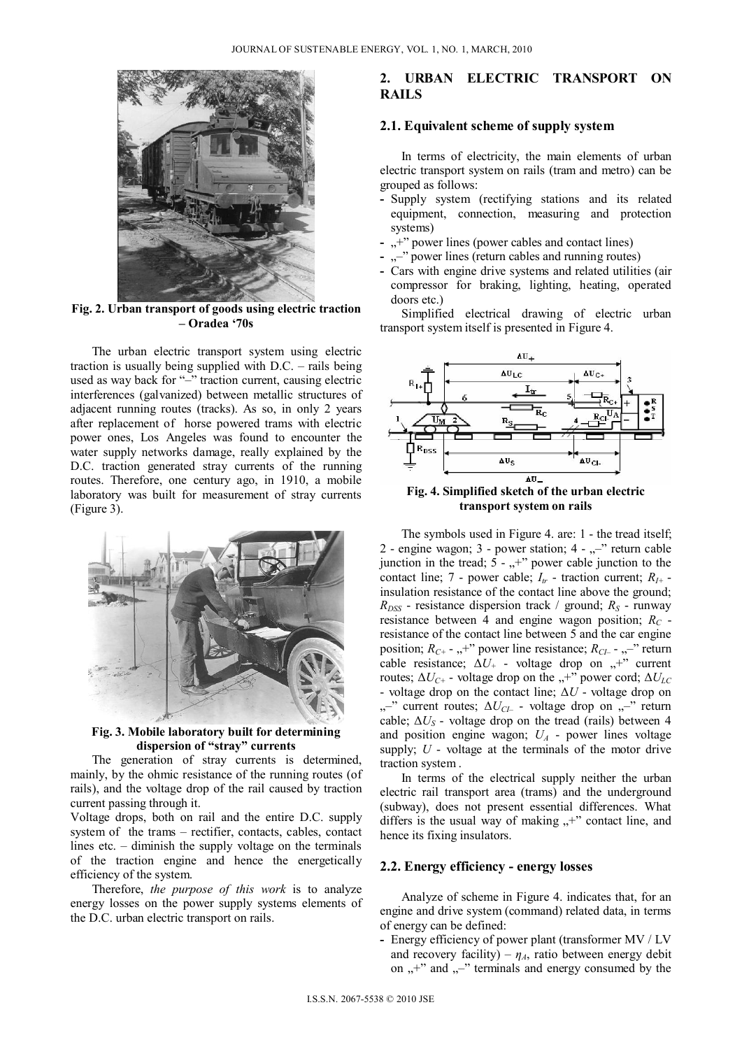Fig. 2. Urban transport of goods using electric traction – Oradea '70s

The urban electric transport system using electric traction is usually being supplied with D.C. – rails being used as way back for "–" traction current, causing electric interferences (galvanized) between metallic structures of adjacent running routes (tracks). As so, in only 2 years after replacement of horse powered trams with electric power ones, Los Angeles was found to encounter the water supply networks damage, really explained by the D.C. traction generated stray currents of the running routes. Therefore, one century ago, in 1910, a mobile laboratory was built for measurement of stray currents (Figure 3).

Fig. 3. Mobile laboratory built for determining dispersion of "stray" currents

The generation of stray currents is determined, mainly, by the ohmic resistance of the running routes (of rails), and the voltage drop of the rail caused by traction current passing through it.

Voltage drops, both on rail and the entire D.C. supply system of the trams – rectifier, contacts, cables, contact lines etc. – diminish the supply voltage on the terminals of the traction engine and hence the energetically efficiency of the system.

Therefore, *the purpose of this work* is to analyze energy losses on the power supply systems elements of the D.C. urban electric transport on rails.

## 2. URBAN ELECTRIC TRANSPORT ON RAILS

### 2.1. Equivalent scheme of supply system

In terms of electricity, the main elements of urban electric transport system on rails (tram and metro) can be grouped as follows:

- Supply system (rectifying stations and its related equipment, connection, measuring and protection systems)
- „+" power lines (power cables and contact lines)
- „–" power lines (return cables and running routes)
- Cars with engine drive systems and related utilities (air compressor for braking, lighting, heating, operated doors etc.)

Simplified electrical drawing of electric urban transport system itself is presented in Figure 4.

Fig. 4. Simplified sketch of the urban electric transport system on rails

The symbols used in Figure 4. are: 1 - the tread itself; 2 - engine wagon; 3 - power station; 4 - „–" return cable junction in the tread; 5 - „+" power cable junction to the contact line; 7 - power cable; $I_{tr}$ - traction current; $R_{I+}$ - insulation resistance of the contact line above the ground; $R_{DSS}$ - resistance dispersion track / ground; $R_S$ - runway resistance between 4 and engine wagon position; $R_C$ - resistance of the contact line between 5 and the car engine position; $R_{C+}$ - „+" power line resistance; $R_{Cl-}$ - „–" return cable resistance; $\Delta U_+$ - voltage drop on „+" current routes; $\Delta U_{C+}$ - voltage drop on the „+" power cord; $\Delta U_{LC}$ - voltage drop on the contact line; $\Delta U$ - voltage drop on „–" current routes; $\Delta U_{Cl-}$ - voltage drop on „–" return cable; $\Delta U_S$ - voltage drop on the tread (rails) between 4 and position engine wagon; $U_A$ - power lines voltage supply; $U$ - voltage at the terminals of the motor drive traction system .

In terms of the electrical supply neither the urban electric rail transport area (trams) and the underground (subway), does not present essential differences. What differs is the usual way of making „+" contact line, and hence its fixing insulators.

### 2.2. Energy efficiency - energy losses

Analyze of scheme in Figure 4. indicates that, for an engine and drive system (command) related data, in terms of energy can be defined:

- Energy efficiency of power plant (transformer MV / LV and recovery facility) – $\eta_A$, ratio between energy debit on „+" and „–" terminals and energy consumed by the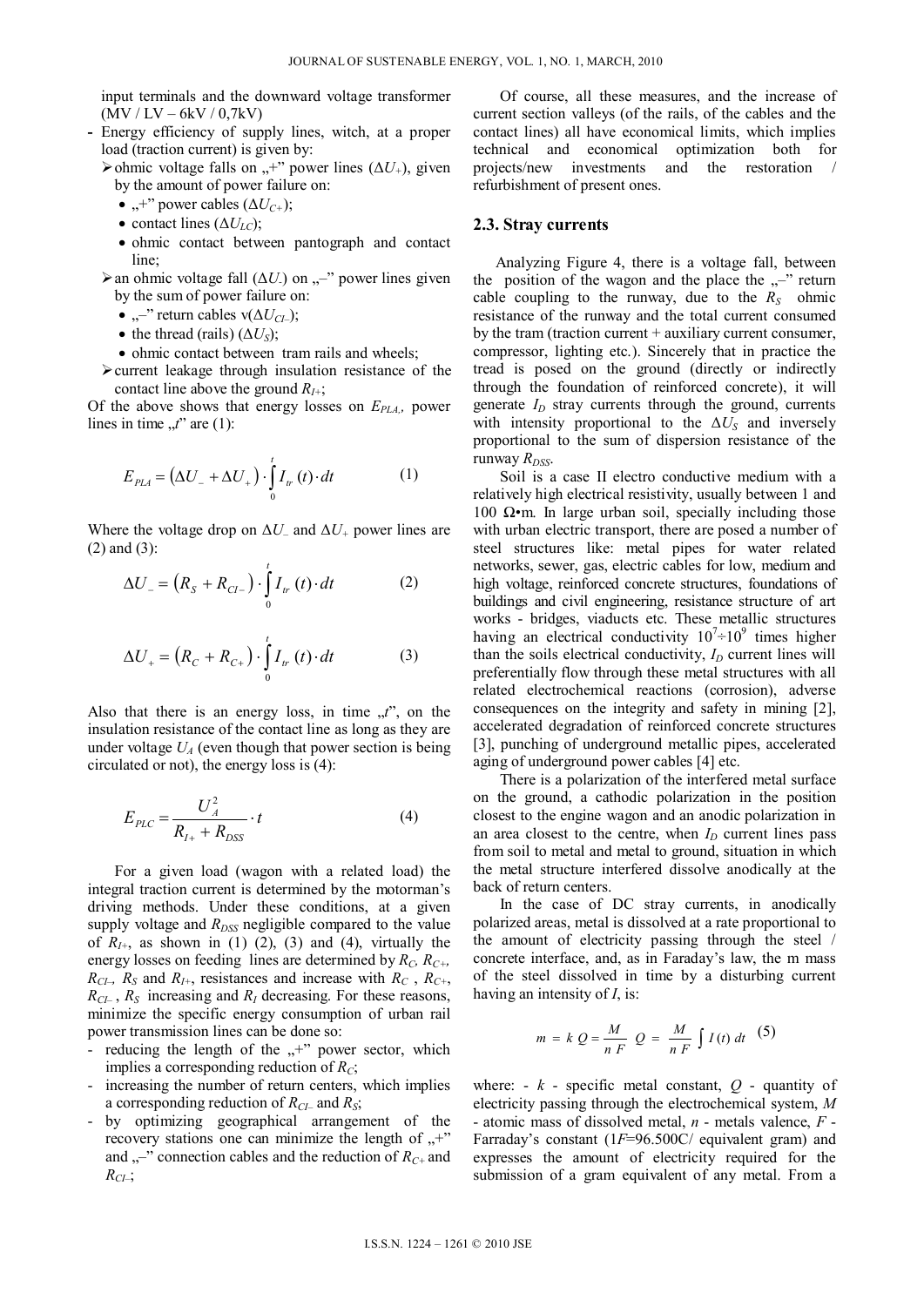input terminals and the downward voltage transformer (MV / LV – 6kV / 0,7kV)

- Energy efficiency of supply lines, witch, at a proper load (traction current) is given by:
  - ohmic voltage falls on „+" power lines ($\Delta U_+$), given by the amount of power failure on:
    - „+" power cables ($\Delta U_{C+}$);
    - contact lines ($\Delta U_{LC}$);
    - ohmic contact between pantograph and contact line;
  - an ohmic voltage fall ($\Delta U_-$) on „–" power lines given by the sum of power failure on:
    - „–" return cables v($\Delta U_{CI-}$);
    - the thread (rails) ($\Delta U_S$);
    - ohmic contact between tram rails and wheels;
  - current leakage through insulation resistance of the contact line above the ground $R_{I+}$;

Of the above shows that energy losses on $E_{PLA}$, power lines in time „$t$" are (1):

$$E_{PLA} = \left(\Delta U_- + \Delta U_+\right) \cdot \int_0^t I_{tr}(t) \cdot dt \qquad (1)$$

Where the voltage drop on $\Delta U_-$ and $\Delta U_+$ power lines are (2) and (3):

$$\Delta U_- = \left(R_S + R_{CI-}\right) \cdot \int_0^t I_{tr}(t) \cdot dt \qquad (2)$$

$$\Delta U_+ = \left(R_C + R_{C+}\right) \cdot \int_0^t I_{tr}(t) \cdot dt \qquad (3)$$

Also that there is an energy loss, in time „$t$", on the insulation resistance of the contact line as long as they are under voltage $U_A$ (even though that power section is being circulated or not), the energy loss is (4):

$$E_{PLC} = \frac{U_A^2}{R_{I+} + R_{DSS}} \cdot t \qquad (4)$$

For a given load (wagon with a related load) the integral traction current is determined by the motorman's driving methods. Under these conditions, at a given supply voltage and $R_{DSS}$ negligible compared to the value of $R_{I+}$, as shown in (1) (2), (3) and (4), virtually the energy losses on feeding lines are determined by $R_C$, $R_{C+}$, $R_{CI-}$, $R_S$ and $R_{I+}$, resistances and increase with $R_C$, $R_{C+}$, $R_{CI-}$, $R_S$ increasing and $R_I$ decreasing. For these reasons, minimize the specific energy consumption of urban rail power transmission lines can be done so:

- reducing the length of the „+" power sector, which implies a corresponding reduction of $R_C$;
- increasing the number of return centers, which implies a corresponding reduction of $R_{CI-}$ and $R_S$;
- by optimizing geographical arrangement of the recovery stations one can minimize the length of „+" and „–" connection cables and the reduction of $R_{C+}$ and $R_{CI-}$;

Of course, all these measures, and the increase of current section valleys (of the rails, of the cables and the contact lines) all have economical limits, which implies technical and economical optimization both for projects/new investments and the restoration / refurbishment of present ones.

## 2.3. Stray currents

Analyzing Figure 4, there is a voltage fall, between the position of the wagon and the place the „–" return cable coupling to the runway, due to the $R_S$ ohmic resistance of the runway and the total current consumed by the tram (traction current + auxiliary current consumer, compressor, lighting etc.). Sincerely that in practice the tread is posed on the ground (directly or indirectly through the foundation of reinforced concrete), it will generate $I_D$ stray currents through the ground, currents with intensity proportional to the $\Delta U_S$ and inversely proportional to the sum of dispersion resistance of the runway $R_{DSS}$.

Soil is a case II electro conductive medium with a relatively high electrical resistivity, usually between 1 and 100 Ω•m. In large urban soil, specially including those with urban electric transport, there are posed a number of steel structures like: metal pipes for water related networks, sewer, gas, electric cables for low, medium and high voltage, reinforced concrete structures, foundations of buildings and civil engineering, resistance structure of art works - bridges, viaducts etc. These metallic structures having an electrical conductivity $10^7 \div 10^9$ times higher than the soils electrical conductivity, $I_D$ current lines will preferentially flow through these metal structures with all related electrochemical reactions (corrosion), adverse consequences on the integrity and safety in mining [2], accelerated degradation of reinforced concrete structures [3], punching of underground metallic pipes, accelerated aging of underground power cables [4] etc.

There is a polarization of the interfered metal surface on the ground, a cathodic polarization in the position closest to the engine wagon and an anodic polarization in an area closest to the centre, when $I_D$ current lines pass from soil to metal and metal to ground, situation in which the metal structure interfered dissolve anodically at the back of return centers.

In the case of DC stray currents, in anodically polarized areas, metal is dissolved at a rate proportional to the amount of electricity passing through the steel / concrete interface, and, as in Faraday's law, the m mass of the steel dissolved in time by a disturbing current having an intensity of $I$, is:

$$m = k\,Q = \frac{M}{n\,F}\,Q = \frac{M}{n\,F}\int I(t)\,dt \qquad (5)$$

where: - $k$ - specific metal constant, $Q$ - quantity of electricity passing through the electrochemical system, $M$ - atomic mass of dissolved metal, $n$ - metals valence, $F$ - Farraday's constant (1$F$=96.500C/ equivalent gram) and expresses the amount of electricity required for the submission of a gram equivalent of any metal. From a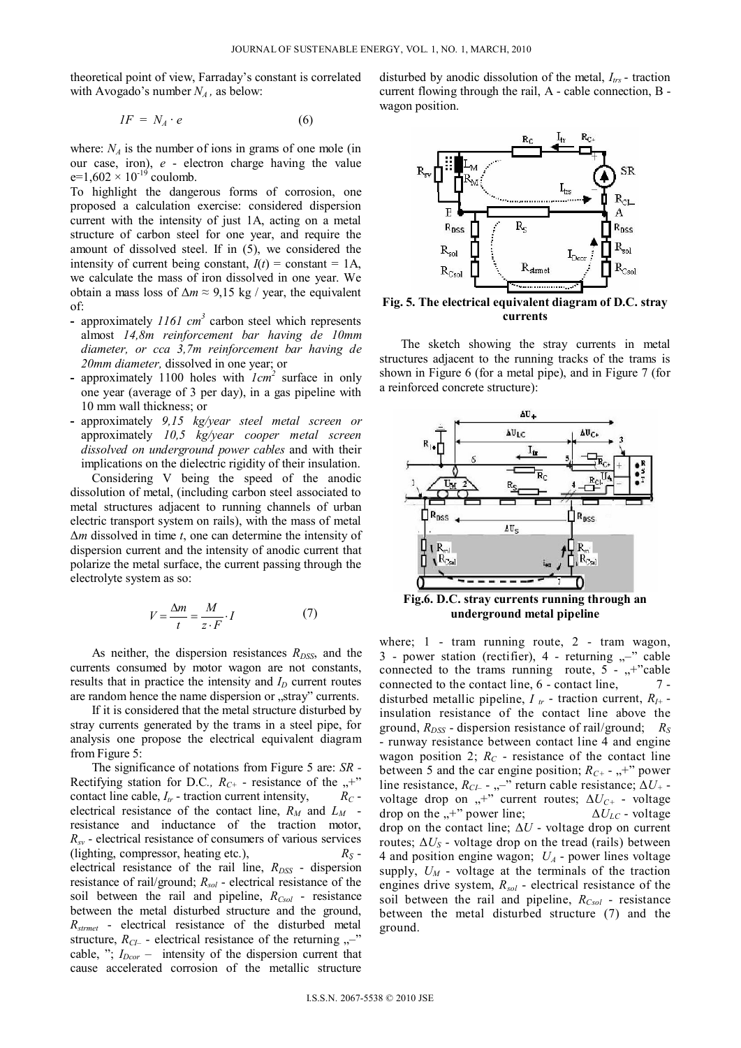theoretical point of view, Farraday's constant is correlated with Avogado's number $N_A$, as below:

$$1F = N_A \cdot e \qquad (6)$$

where: $N_A$ is the number of ions in grams of one mole (in our case, iron), $e$ - electron charge having the value $e=1{,}602 \times 10^{-19}$ coulomb.

To highlight the dangerous forms of corrosion, one proposed a calculation exercise: considered dispersion current with the intensity of just 1A, acting on a metal structure of carbon steel for one year, and require the amount of dissolved steel. If in (5), we considered the intensity of current being constant, $I(t)$ = constant = 1A, we calculate the mass of iron dissolved in one year. We obtain a mass loss of $\Delta m \approx 9{,}15$ kg / year, the equivalent of:

- approximately *1161 cm³* carbon steel which represents almost *14,8m reinforcement bar having de 10mm diameter, or cca 3,7m reinforcement bar having de 20mm diameter,* dissolved in one year; or
- approximately 1100 holes with *1cm²* surface in only one year (average of 3 per day), in a gas pipeline with 10 mm wall thickness; or
- approximately *9,15 kg/year steel metal screen or* approximately *10,5 kg/year cooper metal screen dissolved on underground power cables* and with their implications on the dielectric rigidity of their insulation.

Considering V being the speed of the anodic dissolution of metal, (including carbon steel associated to metal structures adjacent to running channels of urban electric transport system on rails), with the mass of metal $\Delta m$ dissolved in time $t$, one can determine the intensity of dispersion current and the intensity of anodic current that polarize the metal surface, the current passing through the electrolyte system as so:

$$V = \frac{\Delta m}{t} = \frac{M}{z \cdot F} \cdot I \qquad (7)$$

As neither, the dispersion resistances $R_{DSS}$, and the currents consumed by motor wagon are not constants, results that in practice the intensity and $I_D$ current routes are random hence the name dispersion or „stray" currents.

If it is considered that the metal structure disturbed by stray currents generated by the trams in a steel pipe, for analysis one propose the electrical equivalent diagram from Figure 5:

The significance of notations from Figure 5 are: *SR* - Rectifying station for D.C., $R_{C+}$ - resistance of the „+" contact line cable, $I_{tr}$ - traction current intensity, $R_C$ - electrical resistance of the contact line, $R_M$ and $L_M$ - resistance and inductance of the traction motor, $R_{sv}$ - electrical resistance of consumers of various services (lighting, compressor, heating etc.), $R_S$ - electrical resistance of the rail line, $R_{DSS}$ - dispersion resistance of rail/ground; $R_{sol}$ - electrical resistance of the soil between the rail and pipeline, $R_{Csol}$ - resistance between the metal disturbed structure and the ground, $R_{strmet}$ - electrical resistance of the disturbed metal structure, $R_{CL-}$ - electrical resistance of the returning „–" cable, "; $I_{Dcor}$ – intensity of the dispersion current that cause accelerated corrosion of the metallic structure disturbed by anodic dissolution of the metal, $I_{trs}$ - traction current flowing through the rail, A - cable connection, B - wagon position.

**Fig. 5. The electrical equivalent diagram of D.C. stray currents**

The sketch showing the stray currents in metal structures adjacent to the running tracks of the trams is shown in Figure 6 (for a metal pipe), and in Figure 7 (for a reinforced concrete structure):

**Fig.6. D.C. stray currents running through an underground metal pipeline**

where; 1 - tram running route, 2 - tram wagon, 3 - power station (rectifier), 4 - returning „–" cable connected to the trams running route, 5 - „+"cable connected to the contact line, 6 - contact line, 7 - disturbed metallic pipeline, $I_{tr}$ - traction current, $R_{I+}$ - insulation resistance of the contact line above the ground, $R_{DSS}$ - dispersion resistance of rail/ground; $R_S$ - runway resistance between contact line 4 and engine wagon position 2; $R_C$ - resistance of the contact line between 5 and the car engine position; $R_{C+}$ - „+" power line resistance, $R_{CL-}$ - „–" return cable resistance; $\Delta U_+$ - voltage drop on „+" current routes; $\Delta U_{C+}$ - voltage drop on the „+" power line; $\Delta U_{LC}$ - voltage drop on the contact line; $\Delta U$ - voltage drop on current routes; $\Delta U_S$ - voltage drop on the tread (rails) between 4 and position engine wagon; $U_A$ - power lines voltage supply, $U_M$ - voltage at the terminals of the traction engines drive system, $R_{sol}$ - electrical resistance of the soil between the rail and pipeline, $R_{Csol}$ - resistance between the metal disturbed structure (7) and the ground.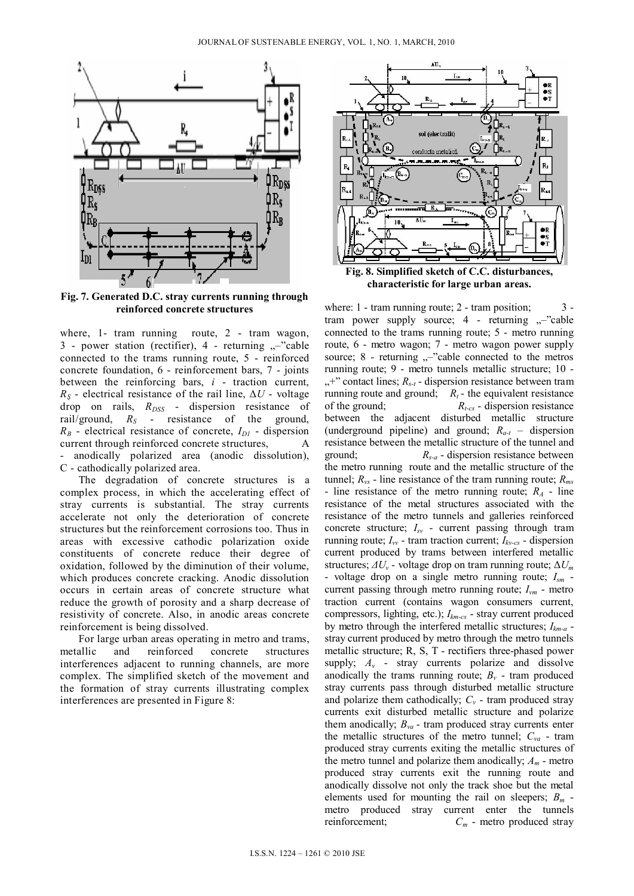**Fig. 7. Generated D.C. stray currents running through reinforced concrete structures**

where, 1- tram running route, 2 - tram wagon, 3 - power station (rectifier), 4 - returning „–"cable connected to the trams running route, 5 - reinforced concrete foundation, 6 - reinforcement bars, 7 - joints between the reinforcing bars, $i$ - traction current, $R_S$ - electrical resistance of the rail line, $\Delta U$ - voltage drop on rails, $R_{DSS}$ - dispersion resistance of rail/ground, $R_S$ - resistance of the ground, $R_B$ - electrical resistance of concrete, $I_{D1}$ - dispersion current through reinforced concrete structures, A - anodically polarized area (anodic dissolution), C - cathodically polarized area.

The degradation of concrete structures is a complex process, in which the accelerating effect of stray currents is substantial. The stray currents accelerate not only the deterioration of concrete structures but the reinforcement corrosions too. Thus in areas with excessive cathodic polarization oxide constituents of concrete reduce their degree of oxidation, followed by the diminution of their volume, which produces concrete cracking. Anodic dissolution occurs in certain areas of concrete structure what reduce the growth of porosity and a sharp decrease of resistivity of concrete. Also, in anodic areas concrete reinforcement is being dissolved.

For large urban areas operating in metro and trams, metallic and reinforced concrete structures interferences adjacent to running channels, are more complex. The simplified sketch of the movement and the formation of stray currents illustrating complex interferences are presented in Figure 8:

**Fig. 8. Simplified sketch of C.C. disturbances, characteristic for large urban areas.**

where: 1 - tram running route; 2 - tram position; 3 - tram power supply source; 4 - returning „–"cable connected to the trams running route; 5 - metro running route, 6 - metro wagon; 7 - metro wagon power supply source; 8 - returning „–"cable connected to the metros running route; 9 - metro tunnels metallic structure; 10 - „+" contact lines; $R_{s-t}$ - dispersion resistance between tram running route and ground; $R_t$ - the equivalent resistance of the ground; $R_{t-cs}$ - dispersion resistance between the adjacent disturbed metallic structure (underground pipeline) and ground; $R_{a-t}$ – dispersion resistance between the metallic structure of the tunnel and ground; $R_{s-a}$ - dispersion resistance between the metro running route and the metallic structure of the tunnel; $R_{vs}$ - line resistance of the tram running route; $R_{ms}$ - line resistance of the metro running route; $R_A$ - line resistance of the metal structures associated with the resistance of the metro tunnels and galleries reinforced concrete structure; $I_{sv}$ - current passing through tram running route; $I_{vv}$ - tram traction current; $I_{kv-cs}$ - dispersion current produced by trams between interfered metallic structures; $\Delta U_v$ - voltage drop on tram running route; $\Delta U_m$ - voltage drop on a single metro running route; $I_{sm}$ - current passing through metro running route; $I_{vm}$ - metro traction current (contains wagon consumers current, compressors, lighting, etc.); $I_{km-cs}$ - stray current produced by metro through the interfered metallic structures; $I_{km-a}$ - stray current produced by metro through the metro tunnels metallic structure; R, S, T - rectifiers three-phased power supply; $A_v$ - stray currents polarize and dissolve anodically the trams running route; $B_v$ - tram produced stray currents pass through disturbed metallic structure and polarize them cathodically; $C_v$ - tram produced stray currents exit disturbed metallic structure and polarize them anodically; $B_{va}$ - tram produced stray currents enter the metallic structures of the metro tunnel; $C_{va}$ - tram produced stray currents exiting the metallic structures of the metro tunnel and polarize them anodically; $A_m$ - metro produced stray currents exit the running route and anodically dissolve not only the track shoe but the metal elements used for mounting the rail on sleepers; $B_m$ - metro produced stray current enter the tunnels reinforcement; $C_m$ - metro produced stray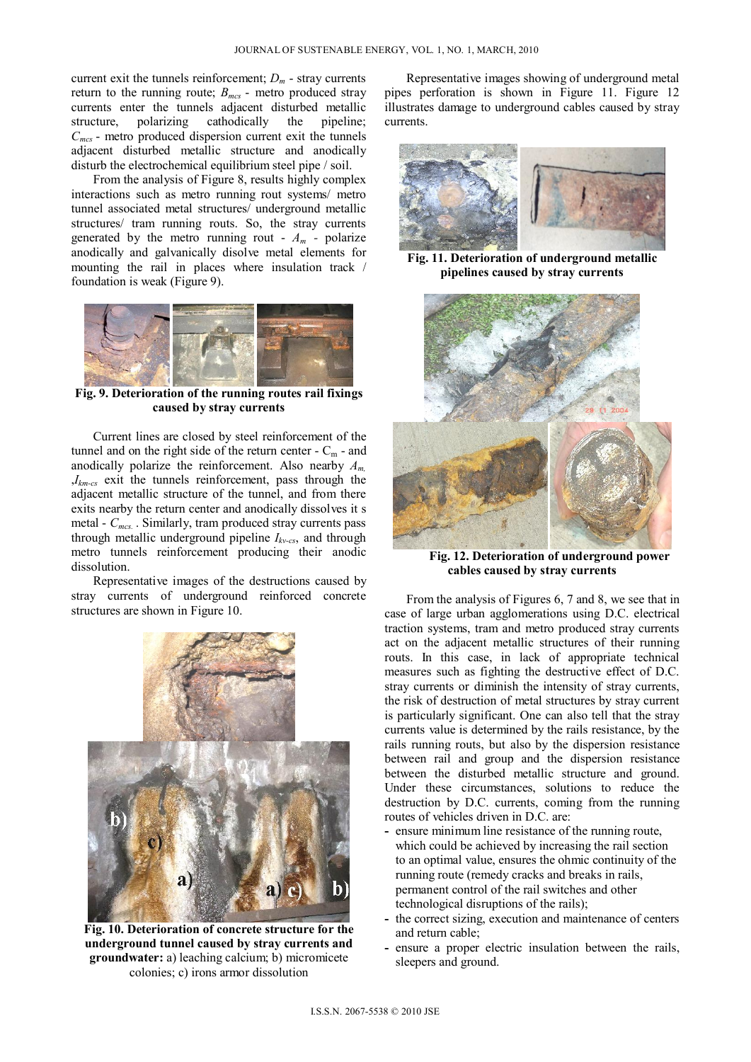current exit the tunnels reinforcement; $D_m$ - stray currents return to the running route; $B_{mcs}$ - metro produced stray currents enter the tunnels adjacent disturbed metallic structure, polarizing cathodically the pipeline; $C_{mcs}$ - metro produced dispersion current exit the tunnels adjacent disturbed metallic structure and anodically disturb the electrochemical equilibrium steel pipe / soil.

From the analysis of Figure 8, results highly complex interactions such as metro running rout systems/ metro tunnel associated metal structures/ underground metallic structures/ tram running routs. So, the stray currents generated by the metro running rout - $A_m$ - polarize anodically and galvanically disolve metal elements for mounting the rail in places where insulation track / foundation is weak (Figure 9).

**Fig. 9. Deterioration of the running routes rail fixings caused by stray currents**

Current lines are closed by steel reinforcement of the tunnel and on the right side of the return center - $C_m$ - and anodically polarize the reinforcement. Also nearby $A_m$, $I_{km-cs}$ exit the tunnels reinforcement, pass through the adjacent metallic structure of the tunnel, and from there exits nearby the return center and anodically dissolves it s metal - $C_{mcs}$. Similarly, tram produced stray currents pass through metallic underground pipeline $I_{kv-cs}$, and through metro tunnels reinforcement producing their anodic dissolution.

Representative images of the destructions caused by stray currents of underground reinforced concrete structures are shown in Figure 10.

b)

c)

a)

a) c)

b)

**Fig. 10. Deterioration of concrete structure for the underground tunnel caused by stray currents and groundwater:** a) leaching calcium; b) micromicete colonies; c) irons armor dissolution

Representative images showing of underground metal pipes perforation is shown in Figure 11. Figure 12 illustrates damage to underground cables caused by stray currents.

**Fig. 11. Deterioration of underground metallic pipelines caused by stray currents**

29 11 2004

**Fig. 12. Deterioration of underground power cables caused by stray currents**

From the analysis of Figures 6, 7 and 8, we see that in case of large urban agglomerations using D.C. electrical traction systems, tram and metro produced stray currents act on the adjacent metallic structures of their running routs. In this case, in lack of appropriate technical measures such as fighting the destructive effect of D.C. stray currents or diminish the intensity of stray currents, the risk of destruction of metal structures by stray current is particularly significant. One can also tell that the stray currents value is determined by the rails resistance, by the rails running routs, but also by the dispersion resistance between rail and group and the dispersion resistance between the disturbed metallic structure and ground. Under these circumstances, solutions to reduce the destruction by D.C. currents, coming from the running routes of vehicles driven in D.C. are:

- ensure minimum line resistance of the running route, which could be achieved by increasing the rail section to an optimal value, ensures the ohmic continuity of the running route (remedy cracks and breaks in rails, permanent control of the rail switches and other technological disruptions of the rails);
- the correct sizing, execution and maintenance of centers and return cable;
- ensure a proper electric insulation between the rails, sleepers and ground.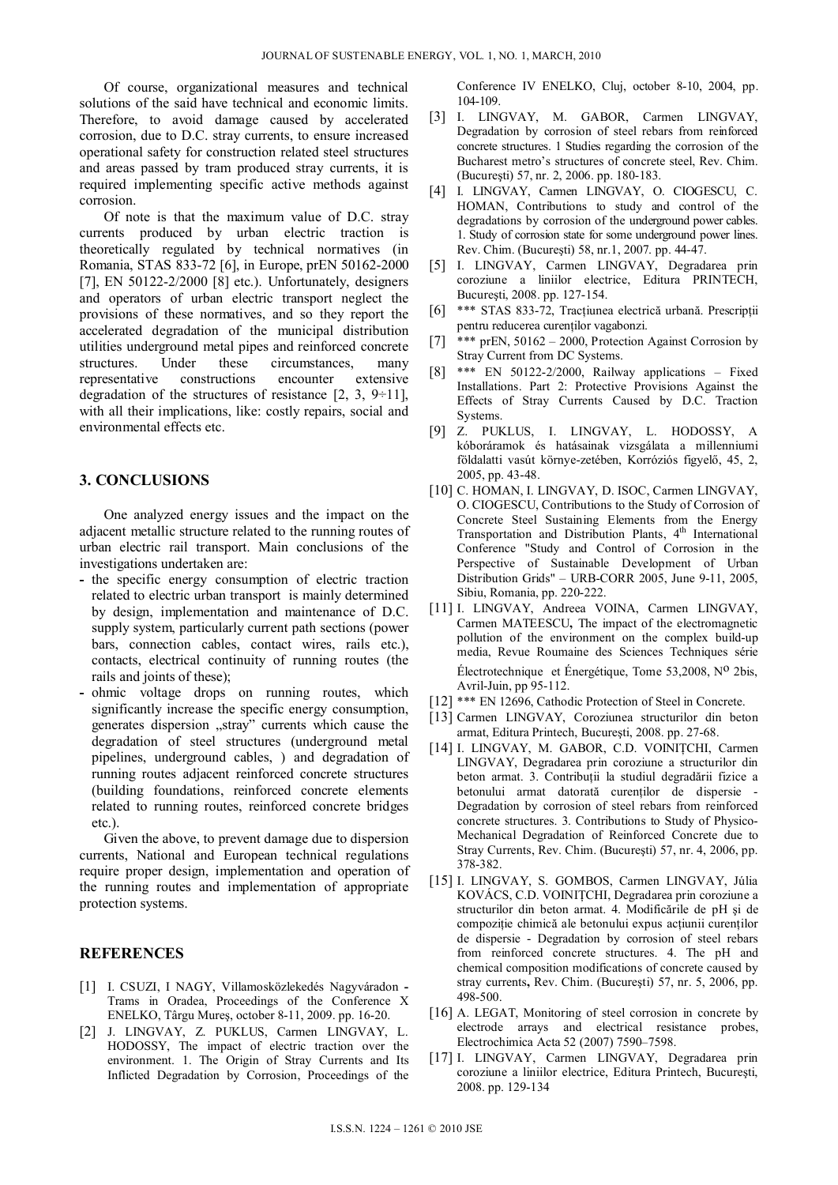Of course, organizational measures and technical solutions of the said have technical and economic limits. Therefore, to avoid damage caused by accelerated corrosion, due to D.C. stray currents, to ensure increased operational safety for construction related steel structures and areas passed by tram produced stray currents, it is required implementing specific active methods against corrosion.

Of note is that the maximum value of D.C. stray currents produced by urban electric traction is theoretically regulated by technical normatives (in Romania, STAS 833-72 [6], in Europe, prEN 50162-2000 [7], EN 50122-2/2000 [8] etc.). Unfortunately, designers and operators of urban electric transport neglect the provisions of these normatives, and so they report the accelerated degradation of the municipal distribution utilities underground metal pipes and reinforced concrete structures. Under these circumstances, many representative constructions encounter extensive degradation of the structures of resistance [2, 3, 9÷11], with all their implications, like: costly repairs, social and environmental effects etc.

## 3. CONCLUSIONS

One analyzed energy issues and the impact on the adjacent metallic structure related to the running routes of urban electric rail transport. Main conclusions of the investigations undertaken are:

- the specific energy consumption of electric traction related to electric urban transport is mainly determined by design, implementation and maintenance of D.C. supply system, particularly current path sections (power bars, connection cables, contact wires, rails etc.), contacts, electrical continuity of running routes (the rails and joints of these);
- ohmic voltage drops on running routes, which significantly increase the specific energy consumption, generates dispersion „stray" currents which cause the degradation of steel structures (underground metal pipelines, underground cables, ) and degradation of running routes adjacent reinforced concrete structures (building foundations, reinforced concrete elements related to running routes, reinforced concrete bridges etc.).

Given the above, to prevent damage due to dispersion currents, National and European technical regulations require proper design, implementation and operation of the running routes and implementation of appropriate protection systems.

## REFERENCES

[1] I. CSUZI, I NAGY, Villamosközlekedés Nagyváradon - Trams in Oradea, Proceedings of the Conference X ENELKO, Târgu Mureș, october 8-11, 2009. pp. 16-20.

[2] J. LINGVAY, Z. PUKLUS, Carmen LINGVAY, L. HODOSSY, The impact of electric traction over the environment. 1. The Origin of Stray Currents and Its Inflicted Degradation by Corrosion, Proceedings of the Conference IV ENELKO, Cluj, october 8-10, 2004, pp. 104-109.

[3] I. LINGVAY, M. GABOR, Carmen LINGVAY, Degradation by corrosion of steel rebars from reinforced concrete structures. 1 Studies regarding the corrosion of the Bucharest metro's structures of concrete steel, Rev. Chim. (București) 57, nr. 2, 2006. pp. 180-183.

[4] I. LINGVAY, Carmen LINGVAY, O. CIOGESCU, C. HOMAN, Contributions to study and control of the degradations by corrosion of the underground power cables. 1. Study of corrosion state for some underground power lines. Rev. Chim. (București) 58, nr.1, 2007. pp. 44-47.

[5] I. LINGVAY, Carmen LINGVAY, Degradarea prin coroziune a liniilor electrice, Editura PRINTECH, București, 2008. pp. 127-154.

[6] *** STAS 833-72, Tracțiunea electrică urbană. Prescripții pentru reducerea curenților vagabonzi.

[7] *** prEN, 50162 – 2000, Protection Against Corrosion by Stray Current from DC Systems.

[8] *** EN 50122-2/2000, Railway applications – Fixed Installations. Part 2: Protective Provisions Against the Effects of Stray Currents Caused by D.C. Traction Systems.

[9] Z. PUKLUS, I. LINGVAY, L. HODOSSY, A kóboráramok és hatásainak vizsgálata a millenniumi földalatti vasút környe-zetében, Korróziós figyelő, 45, 2, 2005, pp. 43-48.

[10] C. HOMAN, I. LINGVAY, D. ISOC, Carmen LINGVAY, O. CIOGESCU, Contributions to the Study of Corrosion of Concrete Steel Sustaining Elements from the Energy Transportation and Distribution Plants, 4th International Conference "Study and Control of Corrosion in the Perspective of Sustainable Development of Urban Distribution Grids" – URB-CORR 2005, June 9-11, 2005, Sibiu, Romania, pp. 220-222.

[11] I. LINGVAY, Andreea VOINA, Carmen LINGVAY, Carmen MATEESCU, The impact of the electromagnetic pollution of the environment on the complex build-up media, Revue Roumaine des Sciences Techniques série Électrotechnique et Énergétique, Tome 53,2008, No 2bis, Avril-Juin, pp 95-112.

[12] *** EN 12696, Cathodic Protection of Steel in Concrete.

[13] Carmen LINGVAY, Coroziunea structurilor din beton armat, Editura Printech, București, 2008. pp. 27-68.

[14] I. LINGVAY, M. GABOR, C.D. VOINIȚCHI, Carmen LINGVAY, Degradarea prin coroziune a structurilor din beton armat. 3. Contribuții la studiul degradării fizice a betonului armat datorată curenților de dispersie - Degradation by corrosion of steel rebars from reinforced concrete structures. 3. Contributions to Study of Physico-Mechanical Degradation of Reinforced Concrete due to Stray Currents, Rev. Chim. (București) 57, nr. 4, 2006, pp. 378-382.

[15] I. LINGVAY, S. GOMBOS, Carmen LINGVAY, Júlia KOVÁCS, C.D. VOINIȚCHI, Degradarea prin coroziune a structurilor din beton armat. 4. Modificările de pH și de compoziție chimică ale betonului expus acțiunii curenților de dispersie - Degradation by corrosion of steel rebars from reinforced concrete structures. 4. The pH and chemical composition modifications of concrete caused by stray currents, Rev. Chim. (București) 57, nr. 5, 2006, pp. 498-500.

[16] A. LEGAT, Monitoring of steel corrosion in concrete by electrode arrays and electrical resistance probes, Electrochimica Acta 52 (2007) 7590–7598.

[17] I. LINGVAY, Carmen LINGVAY, Degradarea prin coroziune a liniilor electrice, Editura Printech, București, 2008. pp. 129-134